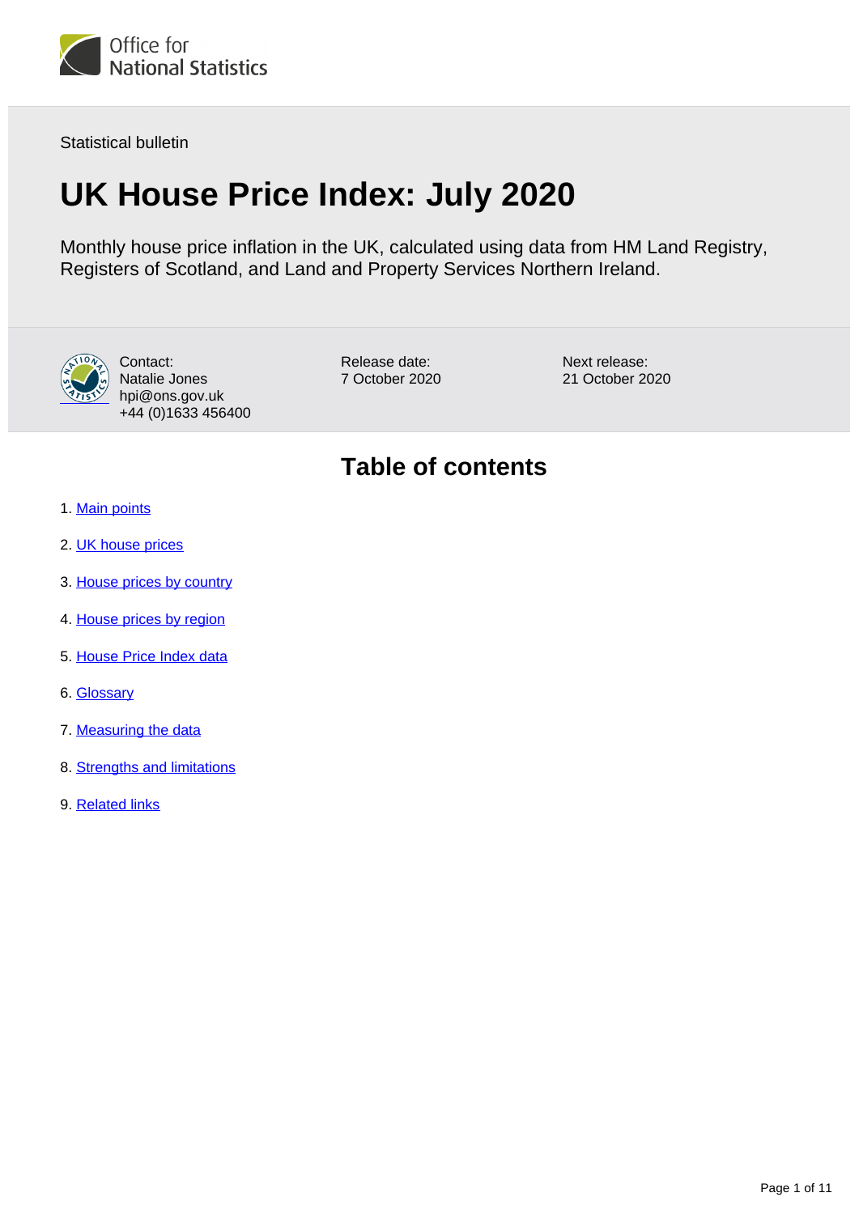Statistical bulletin

# UK House Price Index: July 2020

Monthly house price inflation in the UK, calculated using data from HM Land Registry, Registers of Scotland, and Land and Property Services Northern Ireland.

Contact:
Natalie Jones
hpi@ons.gov.uk
+44 (0)1633 456400

Release date:
7 October 2020

Next release:
21 October 2020

## Table of contents

1. Main points
2. UK house prices
3. House prices by country
4. House prices by region
5. House Price Index data
6. Glossary
7. Measuring the data
8. Strengths and limitations
9. Related links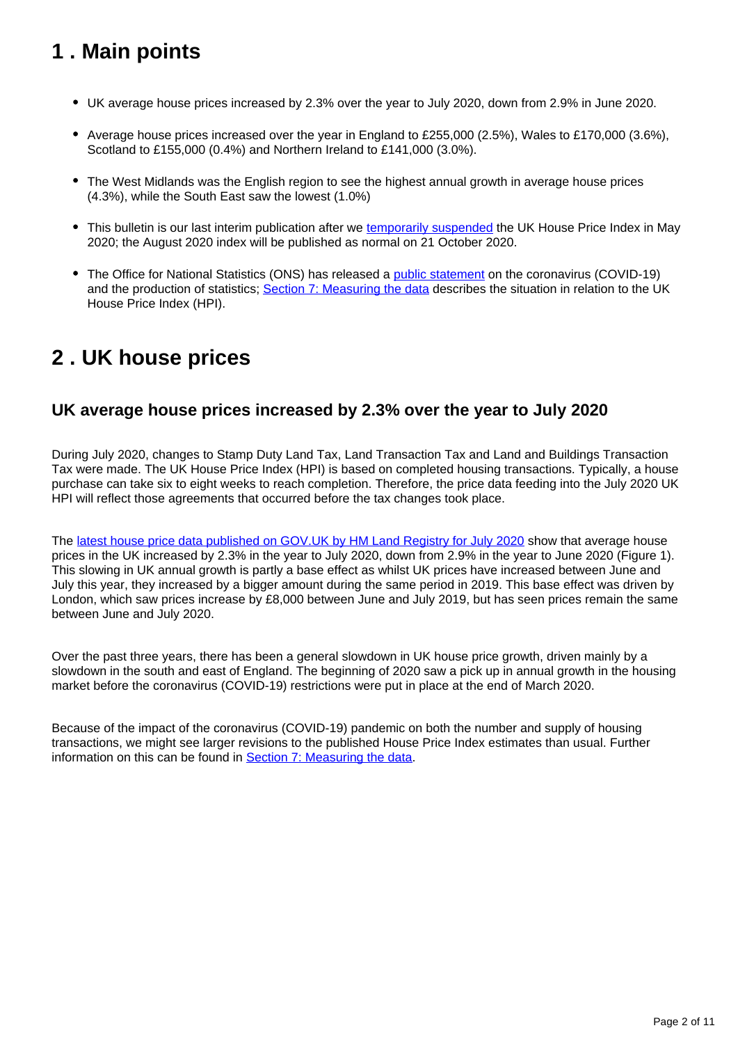# 1 . Main points

- UK average house prices increased by 2.3% over the year to July 2020, down from 2.9% in June 2020.
- Average house prices increased over the year in England to £255,000 (2.5%), Wales to £170,000 (3.6%), Scotland to £155,000 (0.4%) and Northern Ireland to £141,000 (3.0%).
- The West Midlands was the English region to see the highest annual growth in average house prices (4.3%), while the South East saw the lowest (1.0%)
- This bulletin is our last interim publication after we temporarily suspended the UK House Price Index in May 2020; the August 2020 index will be published as normal on 21 October 2020.
- The Office for National Statistics (ONS) has released a public statement on the coronavirus (COVID-19) and the production of statistics; Section 7: Measuring the data describes the situation in relation to the UK House Price Index (HPI).

# 2 . UK house prices

## UK average house prices increased by 2.3% over the year to July 2020

During July 2020, changes to Stamp Duty Land Tax, Land Transaction Tax and Land and Buildings Transaction Tax were made. The UK House Price Index (HPI) is based on completed housing transactions. Typically, a house purchase can take six to eight weeks to reach completion. Therefore, the price data feeding into the July 2020 UK HPI will reflect those agreements that occurred before the tax changes took place.

The latest house price data published on GOV.UK by HM Land Registry for July 2020 show that average house prices in the UK increased by 2.3% in the year to July 2020, down from 2.9% in the year to June 2020 (Figure 1). This slowing in UK annual growth is partly a base effect as whilst UK prices have increased between June and July this year, they increased by a bigger amount during the same period in 2019. This base effect was driven by London, which saw prices increase by £8,000 between June and July 2019, but has seen prices remain the same between June and July 2020.

Over the past three years, there has been a general slowdown in UK house price growth, driven mainly by a slowdown in the south and east of England. The beginning of 2020 saw a pick up in annual growth in the housing market before the coronavirus (COVID-19) restrictions were put in place at the end of March 2020.

Because of the impact of the coronavirus (COVID-19) pandemic on both the number and supply of housing transactions, we might see larger revisions to the published House Price Index estimates than usual. Further information on this can be found in Section 7: Measuring the data.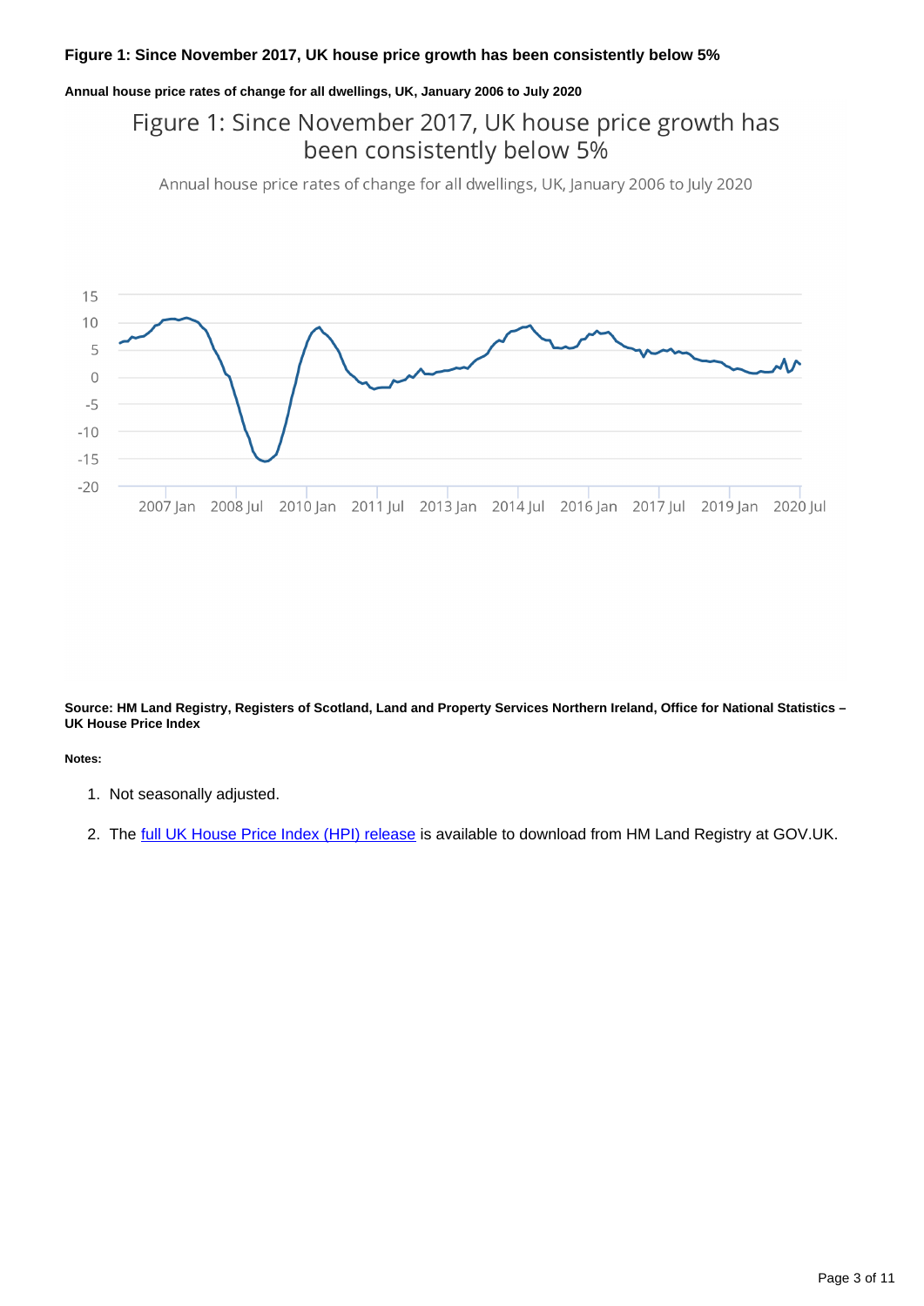**Figure 1: Since November 2017, UK house price growth has been consistently below 5%**

**Annual house price rates of change for all dwellings, UK, January 2006 to July 2020**

**Source: HM Land Registry, Registers of Scotland, Land and Property Services Northern Ireland, Office for National Statistics – UK House Price Index**

**Notes:**

1. Not seasonally adjusted.
2. The full UK House Price Index (HPI) release is available to download from HM Land Registry at GOV.UK.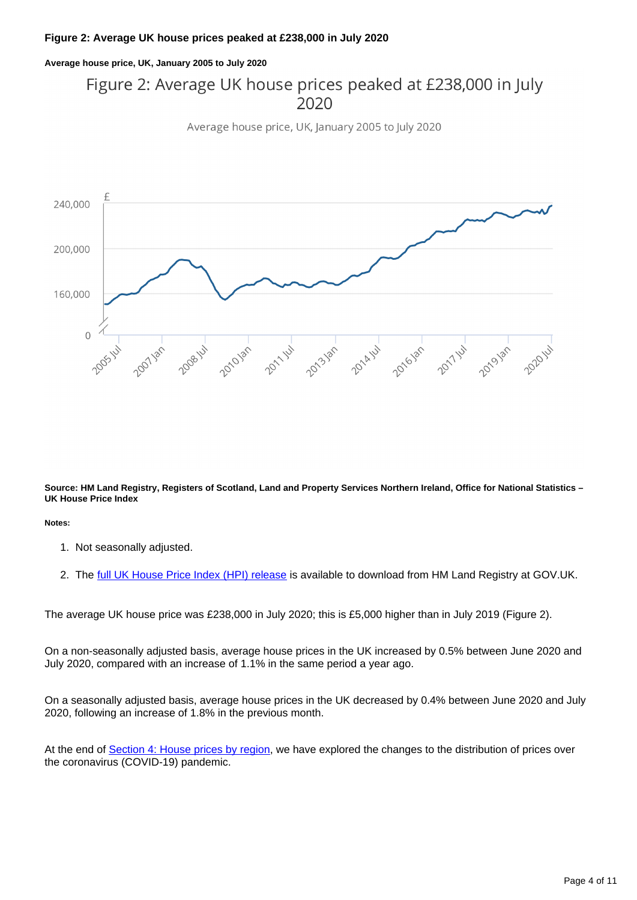**Figure 2: Average UK house prices peaked at £238,000 in July 2020**

**Average house price, UK, January 2005 to July 2020**

Figure 2: Average UK house prices peaked at £238,000 in July 2020

Average house price, UK, January 2005 to July 2020

**Source: HM Land Registry, Registers of Scotland, Land and Property Services Northern Ireland, Office for National Statistics – UK House Price Index**

**Notes:**

1. Not seasonally adjusted.
2. The full UK House Price Index (HPI) release is available to download from HM Land Registry at GOV.UK.

The average UK house price was £238,000 in July 2020; this is £5,000 higher than in July 2019 (Figure 2).

On a non-seasonally adjusted basis, average house prices in the UK increased by 0.5% between June 2020 and July 2020, compared with an increase of 1.1% in the same period a year ago.

On a seasonally adjusted basis, average house prices in the UK decreased by 0.4% between June 2020 and July 2020, following an increase of 1.8% in the previous month.

At the end of Section 4: House prices by region, we have explored the changes to the distribution of prices over the coronavirus (COVID-19) pandemic.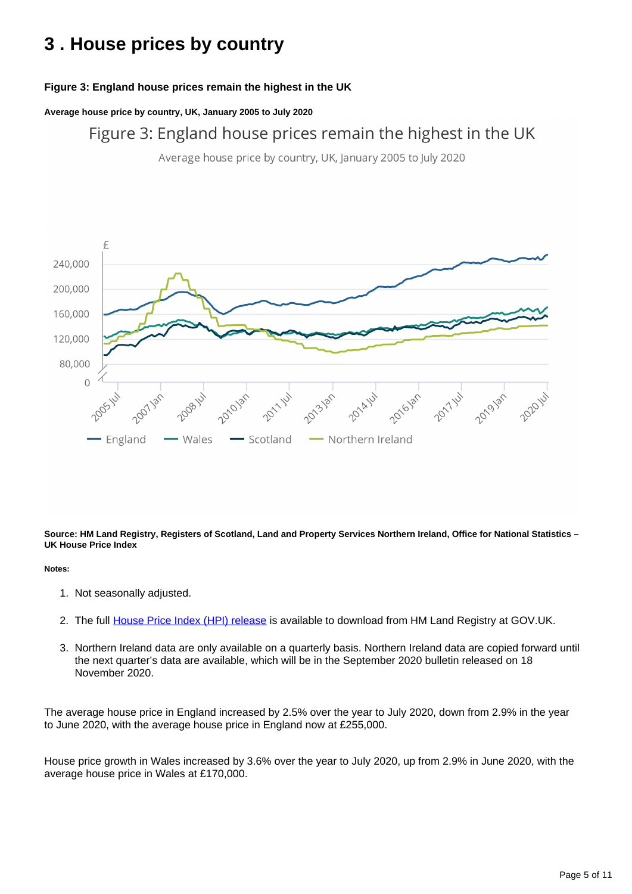# 3 . House prices by country

**Figure 3: England house prices remain the highest in the UK**

**Average house price by country, UK, January 2005 to July 2020**

**Source: HM Land Registry, Registers of Scotland, Land and Property Services Northern Ireland, Office for National Statistics – UK House Price Index**

**Notes:**

1. Not seasonally adjusted.
2. The full House Price Index (HPI) release is available to download from HM Land Registry at GOV.UK.
3. Northern Ireland data are only available on a quarterly basis. Northern Ireland data are copied forward until the next quarter's data are available, which will be in the September 2020 bulletin released on 18 November 2020.

The average house price in England increased by 2.5% over the year to July 2020, down from 2.9% in the year to June 2020, with the average house price in England now at £255,000.

House price growth in Wales increased by 3.6% over the year to July 2020, up from 2.9% in June 2020, with the average house price in Wales at £170,000.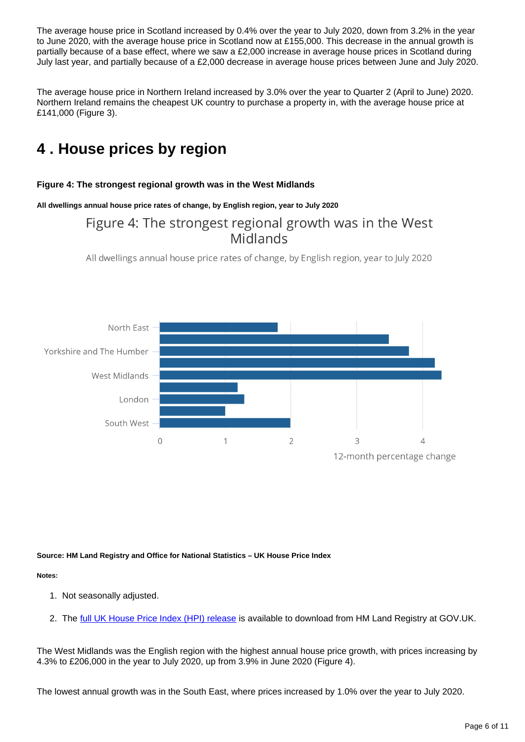The average house price in Scotland increased by 0.4% over the year to July 2020, down from 3.2% in the year to June 2020, with the average house price in Scotland now at £155,000. This decrease in the annual growth is partially because of a base effect, where we saw a £2,000 increase in average house prices in Scotland during July last year, and partially because of a £2,000 decrease in average house prices between June and July 2020.

The average house price in Northern Ireland increased by 3.0% over the year to Quarter 2 (April to June) 2020. Northern Ireland remains the cheapest UK country to purchase a property in, with the average house price at £141,000 (Figure 3).

## 4 . House prices by region

**Figure 4: The strongest regional growth was in the West Midlands**

**All dwellings annual house price rates of change, by English region, year to July 2020**

Figure 4: The strongest regional growth was in the West Midlands

All dwellings annual house price rates of change, by English region, year to July 2020

North East

Yorkshire and The Humber

West Midlands

London

South West

0 1 2 3 4

12-month percentage change

**Source: HM Land Registry and Office for National Statistics – UK House Price Index**

**Notes:**

1. Not seasonally adjusted.
2. The full UK House Price Index (HPI) release is available to download from HM Land Registry at GOV.UK.

The West Midlands was the English region with the highest annual house price growth, with prices increasing by 4.3% to £206,000 in the year to July 2020, up from 3.9% in June 2020 (Figure 4).

The lowest annual growth was in the South East, where prices increased by 1.0% over the year to July 2020.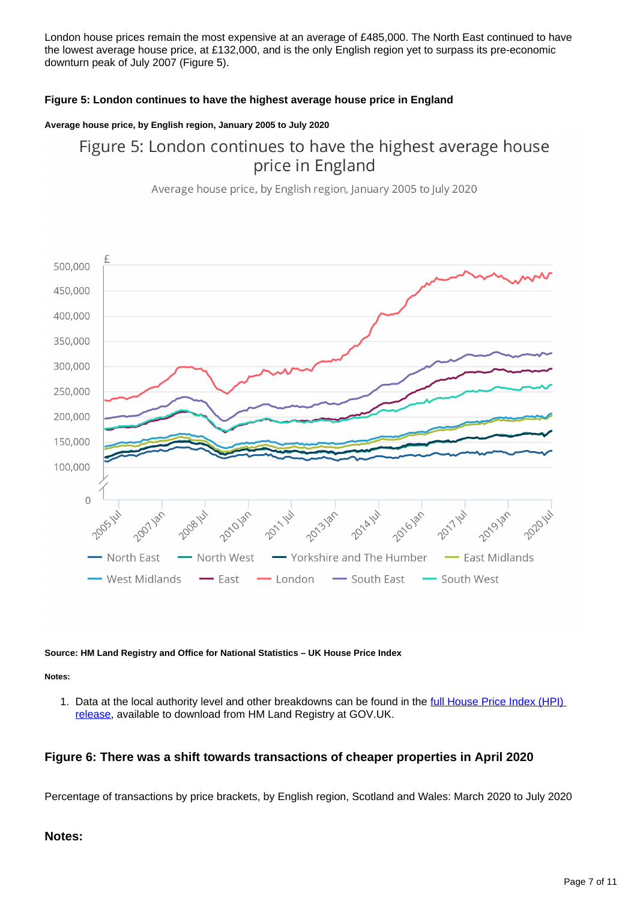London house prices remain the most expensive at an average of £485,000. The North East continued to have the lowest average house price, at £132,000, and is the only English region yet to surpass its pre-economic downturn peak of July 2007 (Figure 5).

#### Figure 5: London continues to have the highest average house price in England

##### Average house price, by English region, January 2005 to July 2020

Source: HM Land Registry and Office for National Statistics – UK House Price Index

**Notes:**

1. Data at the local authority level and other breakdowns can be found in the [full House Price Index (HPI) release](), available to download from HM Land Registry at GOV.UK.

### Figure 6: There was a shift towards transactions of cheaper properties in April 2020

Percentage of transactions by price brackets, by English region, Scotland and Wales: March 2020 to July 2020

### Notes: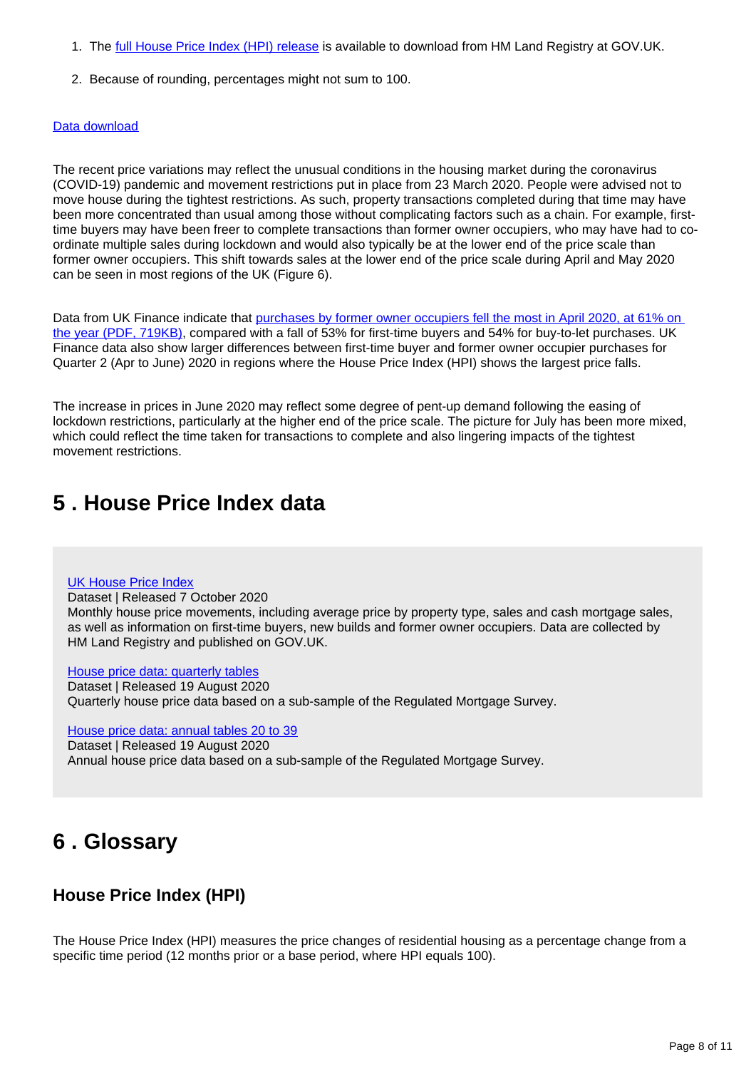1. The full House Price Index (HPI) release is available to download from HM Land Registry at GOV.UK.

2. Because of rounding, percentages might not sum to 100.

Data download

The recent price variations may reflect the unusual conditions in the housing market during the coronavirus (COVID-19) pandemic and movement restrictions put in place from 23 March 2020. People were advised not to move house during the tightest restrictions. As such, property transactions completed during that time may have been more concentrated than usual among those without complicating factors such as a chain. For example, first-time buyers may have been freer to complete transactions than former owner occupiers, who may have had to co-ordinate multiple sales during lockdown and would also typically be at the lower end of the price scale than former owner occupiers. This shift towards sales at the lower end of the price scale during April and May 2020 can be seen in most regions of the UK (Figure 6).

Data from UK Finance indicate that purchases by former owner occupiers fell the most in April 2020, at 61% on the year (PDF, 719KB), compared with a fall of 53% for first-time buyers and 54% for buy-to-let purchases. UK Finance data also show larger differences between first-time buyer and former owner occupier purchases for Quarter 2 (Apr to June) 2020 in regions where the House Price Index (HPI) shows the largest price falls.

The increase in prices in June 2020 may reflect some degree of pent-up demand following the easing of lockdown restrictions, particularly at the higher end of the price scale. The picture for July has been more mixed, which could reflect the time taken for transactions to complete and also lingering impacts of the tightest movement restrictions.

# 5 . House Price Index data

UK House Price Index
Dataset | Released 7 October 2020
Monthly house price movements, including average price by property type, sales and cash mortgage sales, as well as information on first-time buyers, new builds and former owner occupiers. Data are collected by HM Land Registry and published on GOV.UK.

House price data: quarterly tables
Dataset | Released 19 August 2020
Quarterly house price data based on a sub-sample of the Regulated Mortgage Survey.

House price data: annual tables 20 to 39
Dataset | Released 19 August 2020
Annual house price data based on a sub-sample of the Regulated Mortgage Survey.

# 6 . Glossary

## House Price Index (HPI)

The House Price Index (HPI) measures the price changes of residential housing as a percentage change from a specific time period (12 months prior or a base period, where HPI equals 100).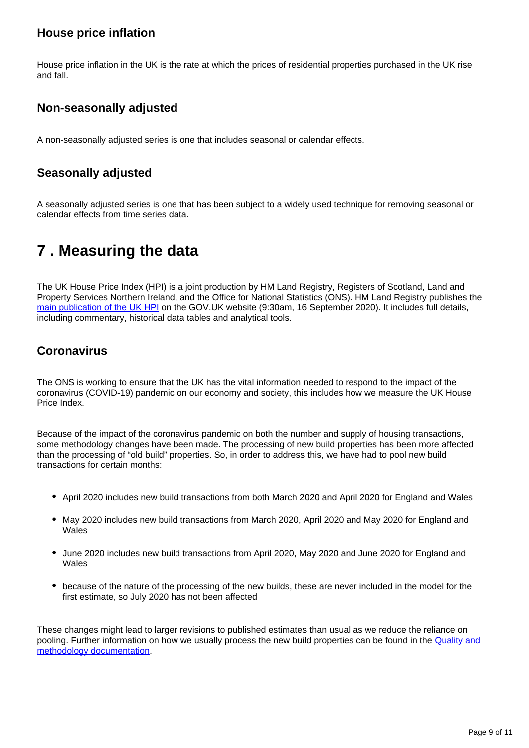### House price inflation

House price inflation in the UK is the rate at which the prices of residential properties purchased in the UK rise and fall.

### Non-seasonally adjusted

A non-seasonally adjusted series is one that includes seasonal or calendar effects.

### Seasonally adjusted

A seasonally adjusted series is one that has been subject to a widely used technique for removing seasonal or calendar effects from time series data.

## 7 . Measuring the data

The UK House Price Index (HPI) is a joint production by HM Land Registry, Registers of Scotland, Land and Property Services Northern Ireland, and the Office for National Statistics (ONS). HM Land Registry publishes the [main publication of the UK HPI](#) on the GOV.UK website (9:30am, 16 September 2020). It includes full details, including commentary, historical data tables and analytical tools.

### Coronavirus

The ONS is working to ensure that the UK has the vital information needed to respond to the impact of the coronavirus (COVID-19) pandemic on our economy and society, this includes how we measure the UK House Price Index.

Because of the impact of the coronavirus pandemic on both the number and supply of housing transactions, some methodology changes have been made. The processing of new build properties has been more affected than the processing of "old build" properties. So, in order to address this, we have had to pool new build transactions for certain months:

- April 2020 includes new build transactions from both March 2020 and April 2020 for England and Wales
- May 2020 includes new build transactions from March 2020, April 2020 and May 2020 for England and Wales
- June 2020 includes new build transactions from April 2020, May 2020 and June 2020 for England and Wales
- because of the nature of the processing of the new builds, these are never included in the model for the first estimate, so July 2020 has not been affected

These changes might lead to larger revisions to published estimates than usual as we reduce the reliance on pooling. Further information on how we usually process the new build properties can be found in the [Quality and methodology documentation](#).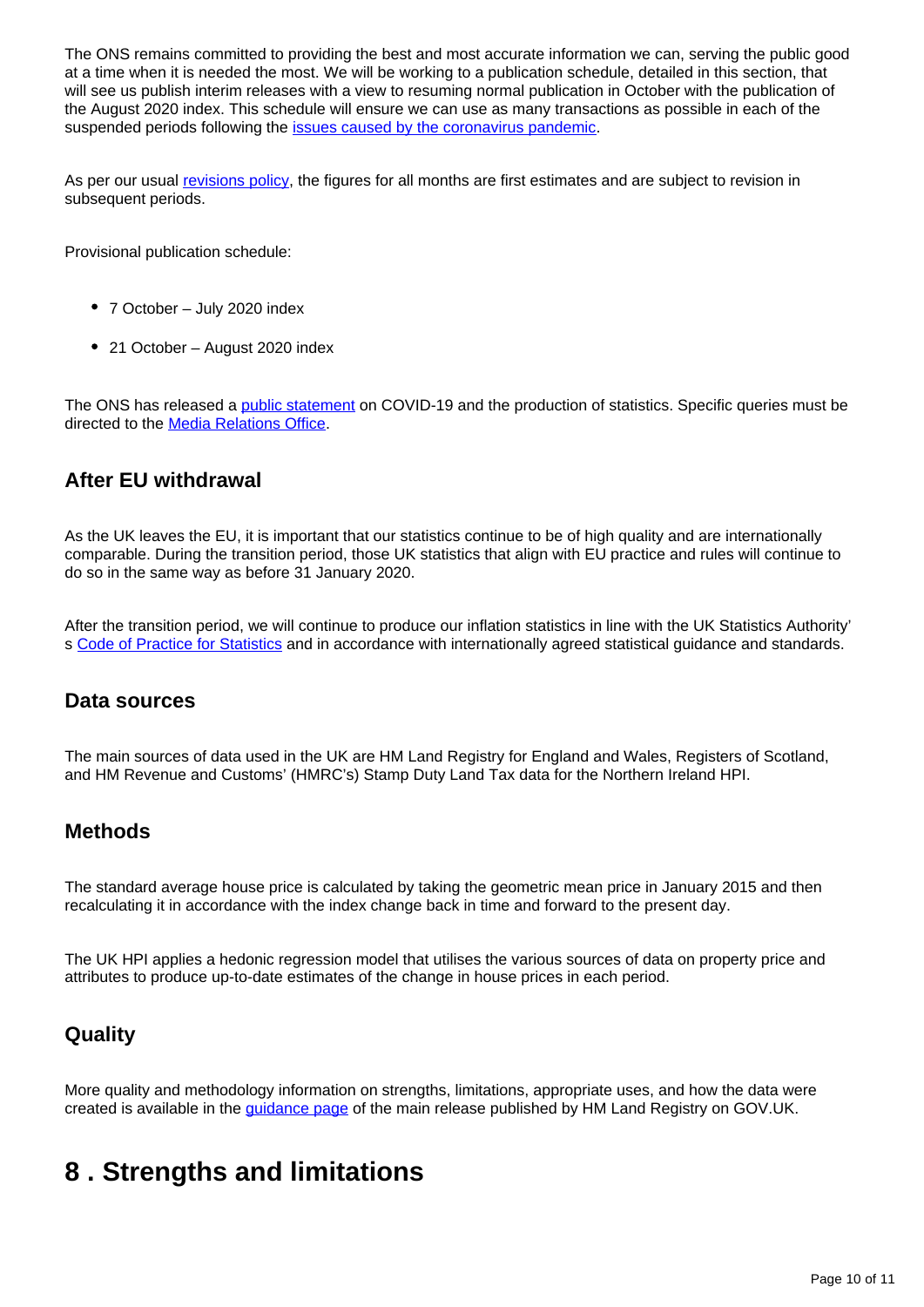The ONS remains committed to providing the best and most accurate information we can, serving the public good at a time when it is needed the most. We will be working to a publication schedule, detailed in this section, that will see us publish interim releases with a view to resuming normal publication in October with the publication of the August 2020 index. This schedule will ensure we can use as many transactions as possible in each of the suspended periods following the [issues caused by the coronavirus pandemic](https://www.ons.gov.uk).

As per our usual [revisions policy](https://www.ons.gov.uk), the figures for all months are first estimates and are subject to revision in subsequent periods.

Provisional publication schedule:

- 7 October – July 2020 index
- 21 October – August 2020 index

The ONS has released a [public statement](https://www.ons.gov.uk) on COVID-19 and the production of statistics. Specific queries must be directed to the [Media Relations Office](https://www.ons.gov.uk).

### After EU withdrawal

As the UK leaves the EU, it is important that our statistics continue to be of high quality and are internationally comparable. During the transition period, those UK statistics that align with EU practice and rules will continue to do so in the same way as before 31 January 2020.

After the transition period, we will continue to produce our inflation statistics in line with the UK Statistics Authority's [Code of Practice for Statistics](https://www.statisticsauthority.gov.uk) and in accordance with internationally agreed statistical guidance and standards.

### Data sources

The main sources of data used in the UK are HM Land Registry for England and Wales, Registers of Scotland, and HM Revenue and Customs' (HMRC's) Stamp Duty Land Tax data for the Northern Ireland HPI.

### Methods

The standard average house price is calculated by taking the geometric mean price in January 2015 and then recalculating it in accordance with the index change back in time and forward to the present day.

The UK HPI applies a hedonic regression model that utilises the various sources of data on property price and attributes to produce up-to-date estimates of the change in house prices in each period.

### Quality

More quality and methodology information on strengths, limitations, appropriate uses, and how the data were created is available in the [guidance page](https://www.gov.uk) of the main release published by HM Land Registry on GOV.UK.

# 8 . Strengths and limitations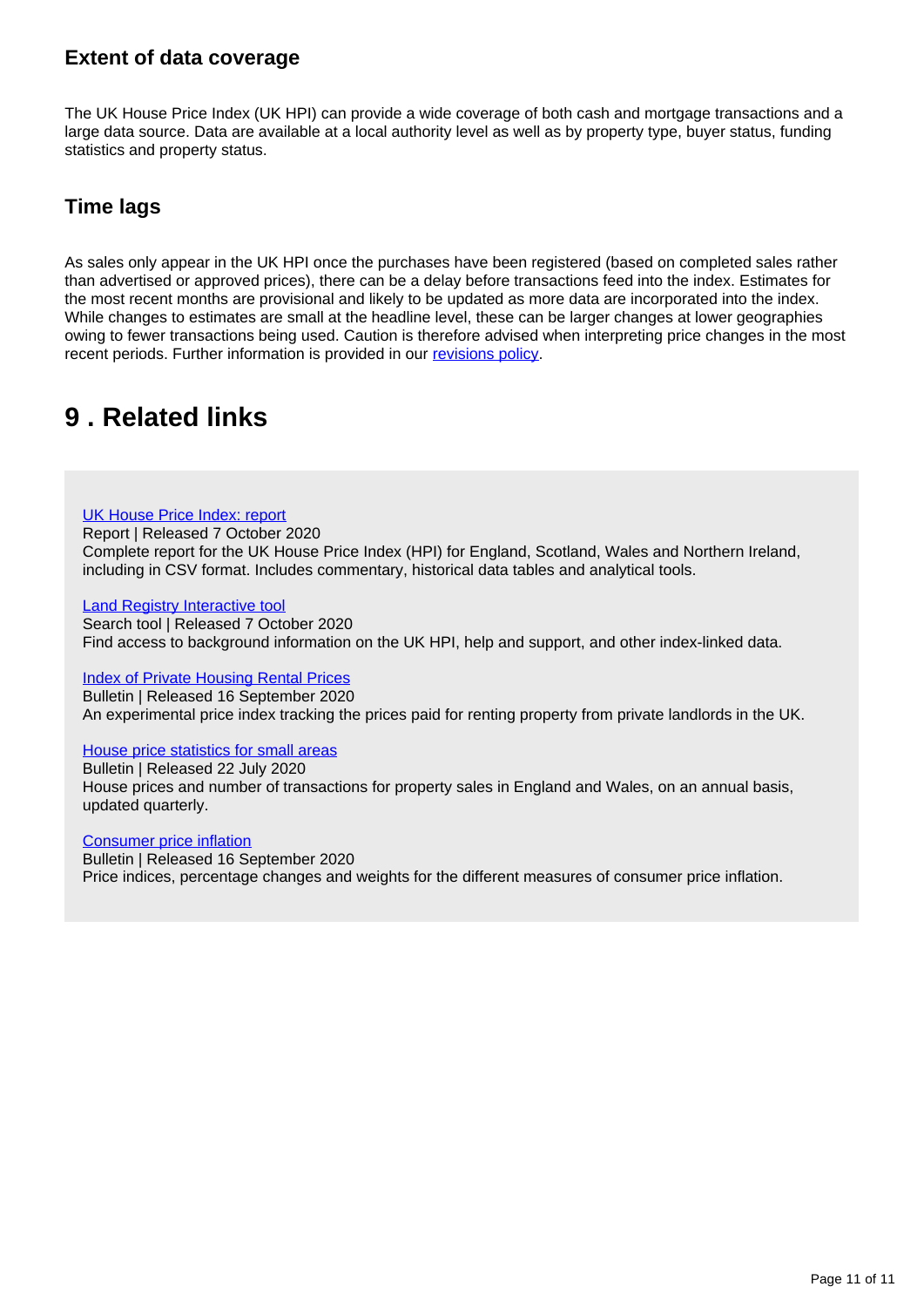### Extent of data coverage

The UK House Price Index (UK HPI) can provide a wide coverage of both cash and mortgage transactions and a large data source. Data are available at a local authority level as well as by property type, buyer status, funding statistics and property status.

### Time lags

As sales only appear in the UK HPI once the purchases have been registered (based on completed sales rather than advertised or approved prices), there can be a delay before transactions feed into the index. Estimates for the most recent months are provisional and likely to be updated as more data are incorporated into the index. While changes to estimates are small at the headline level, these can be larger changes at lower geographies owing to fewer transactions being used. Caution is therefore advised when interpreting price changes in the most recent periods. Further information is provided in our revisions policy.

## 9 . Related links

UK House Price Index: report
Report | Released 7 October 2020
Complete report for the UK House Price Index (HPI) for England, Scotland, Wales and Northern Ireland, including in CSV format. Includes commentary, historical data tables and analytical tools.

Land Registry Interactive tool
Search tool | Released 7 October 2020
Find access to background information on the UK HPI, help and support, and other index-linked data.

Index of Private Housing Rental Prices
Bulletin | Released 16 September 2020
An experimental price index tracking the prices paid for renting property from private landlords in the UK.

House price statistics for small areas
Bulletin | Released 22 July 2020
House prices and number of transactions for property sales in England and Wales, on an annual basis, updated quarterly.

Consumer price inflation
Bulletin | Released 16 September 2020
Price indices, percentage changes and weights for the different measures of consumer price inflation.